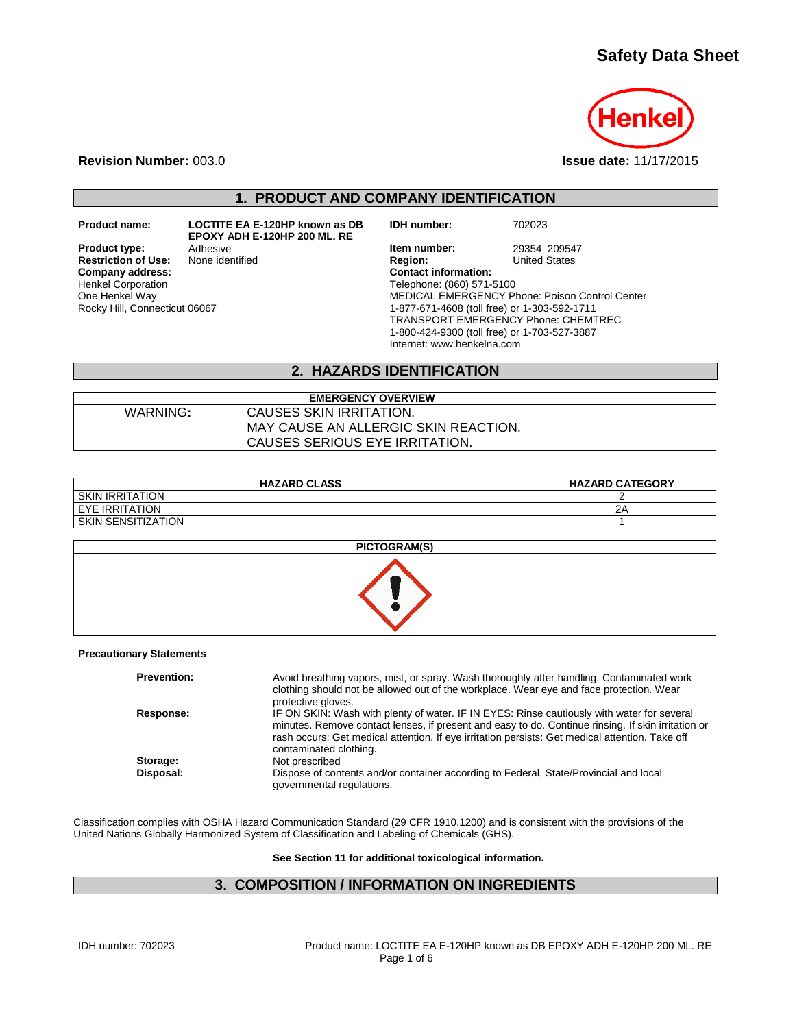# Safety Data Sheet

**Revision Number:** 003.0

**Issue date:** 11/17/2015

## 1. PRODUCT AND COMPANY IDENTIFICATION

**Product name:** LOCTITE EA E-120HP known as DB EPOXY ADH E-120HP 200 ML. RE

**Product type:** Adhesive

**Restriction of Use:** None identified

**Company address:**
Henkel Corporation
One Henkel Way
Rocky Hill, Connecticut 06067

**IDH number:** 702023

**Item number:** 29354_209547

**Region:** United States

**Contact information:**
Telephone: (860) 571-5100
MEDICAL EMERGENCY Phone: Poison Control Center
1-877-671-4608 (toll free) or 1-303-592-1711
TRANSPORT EMERGENCY Phone: CHEMTREC
1-800-424-9300 (toll free) or 1-703-527-3887
Internet: www.henkelna.com

## 2. HAZARDS IDENTIFICATION

| EMERGENCY OVERVIEW | |
|---|---|
| WARNING: | CAUSES SKIN IRRITATION. MAY CAUSE AN ALLERGIC SKIN REACTION. CAUSES SERIOUS EYE IRRITATION. |

| HAZARD CLASS | HAZARD CATEGORY |
|---|---|
| SKIN IRRITATION | 2 |
| EYE IRRITATION | 2A |
| SKIN SENSITIZATION | 1 |

**PICTOGRAM(S)**

**Precautionary Statements**

**Prevention:** Avoid breathing vapors, mist, or spray. Wash thoroughly after handling. Contaminated work clothing should not be allowed out of the workplace. Wear eye and face protection. Wear protective gloves.

**Response:** IF ON SKIN: Wash with plenty of water. IF IN EYES: Rinse cautiously with water for several minutes. Remove contact lenses, if present and easy to do. Continue rinsing. If skin irritation or rash occurs: Get medical attention. If eye irritation persists: Get medical attention. Take off contaminated clothing.

**Storage:** Not prescribed

**Disposal:** Dispose of contents and/or container according to Federal, State/Provincial and local governmental regulations.

Classification complies with OSHA Hazard Communication Standard (29 CFR 1910.1200) and is consistent with the provisions of the United Nations Globally Harmonized System of Classification and Labeling of Chemicals (GHS).

**See Section 11 for additional toxicological information.**

## 3. COMPOSITION / INFORMATION ON INGREDIENTS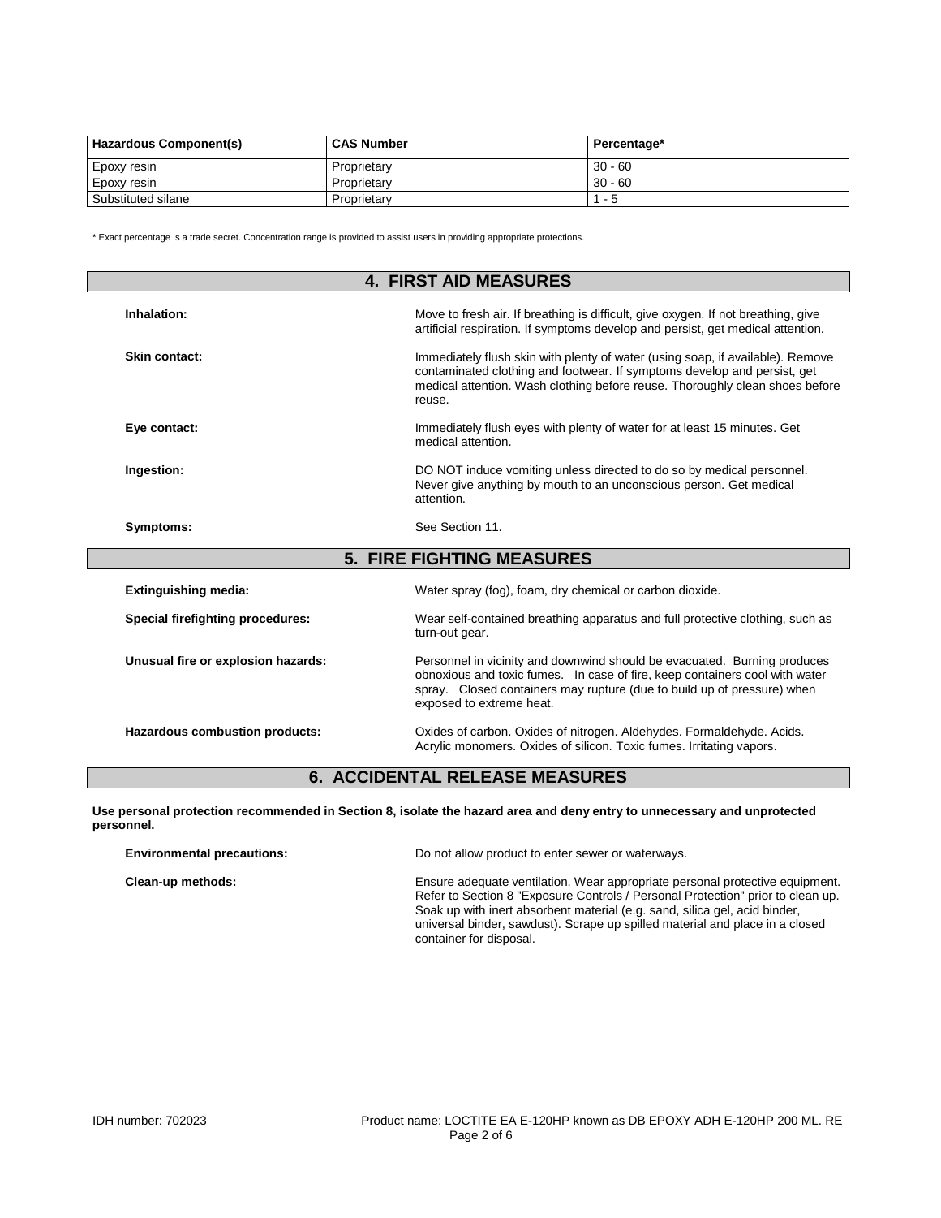| Hazardous Component(s) | CAS Number | Percentage* |
|---|---|---|
| Epoxy resin | Proprietary | 30 - 60 |
| Epoxy resin | Proprietary | 30 - 60 |
| Substituted silane | Proprietary | 1 - 5 |

* Exact percentage is a trade secret. Concentration range is provided to assist users in providing appropriate protections.

## 4. FIRST AID MEASURES

**Inhalation:** Move to fresh air. If breathing is difficult, give oxygen. If not breathing, give artificial respiration. If symptoms develop and persist, get medical attention.

**Skin contact:** Immediately flush skin with plenty of water (using soap, if available). Remove contaminated clothing and footwear. If symptoms develop and persist, get medical attention. Wash clothing before reuse. Thoroughly clean shoes before reuse.

**Eye contact:** Immediately flush eyes with plenty of water for at least 15 minutes. Get medical attention.

**Ingestion:** DO NOT induce vomiting unless directed to do so by medical personnel. Never give anything by mouth to an unconscious person. Get medical attention.

**Symptoms:** See Section 11.

## 5. FIRE FIGHTING MEASURES

**Extinguishing media:** Water spray (fog), foam, dry chemical or carbon dioxide.

**Special firefighting procedures:** Wear self-contained breathing apparatus and full protective clothing, such as turn-out gear.

**Unusual fire or explosion hazards:** Personnel in vicinity and downwind should be evacuated. Burning produces obnoxious and toxic fumes. In case of fire, keep containers cool with water spray. Closed containers may rupture (due to build up of pressure) when exposed to extreme heat.

**Hazardous combustion products:** Oxides of carbon. Oxides of nitrogen. Aldehydes. Formaldehyde. Acids. Acrylic monomers. Oxides of silicon. Toxic fumes. Irritating vapors.

## 6. ACCIDENTAL RELEASE MEASURES

**Use personal protection recommended in Section 8, isolate the hazard area and deny entry to unnecessary and unprotected personnel.**

**Environmental precautions:** Do not allow product to enter sewer or waterways.

**Clean-up methods:** Ensure adequate ventilation. Wear appropriate personal protective equipment. Refer to Section 8 "Exposure Controls / Personal Protection" prior to clean up. Soak up with inert absorbent material (e.g. sand, silica gel, acid binder, universal binder, sawdust). Scrape up spilled material and place in a closed container for disposal.

IDH number: 702023 Product name: LOCTITE EA E-120HP known as DB EPOXY ADH E-120HP 200 ML. RE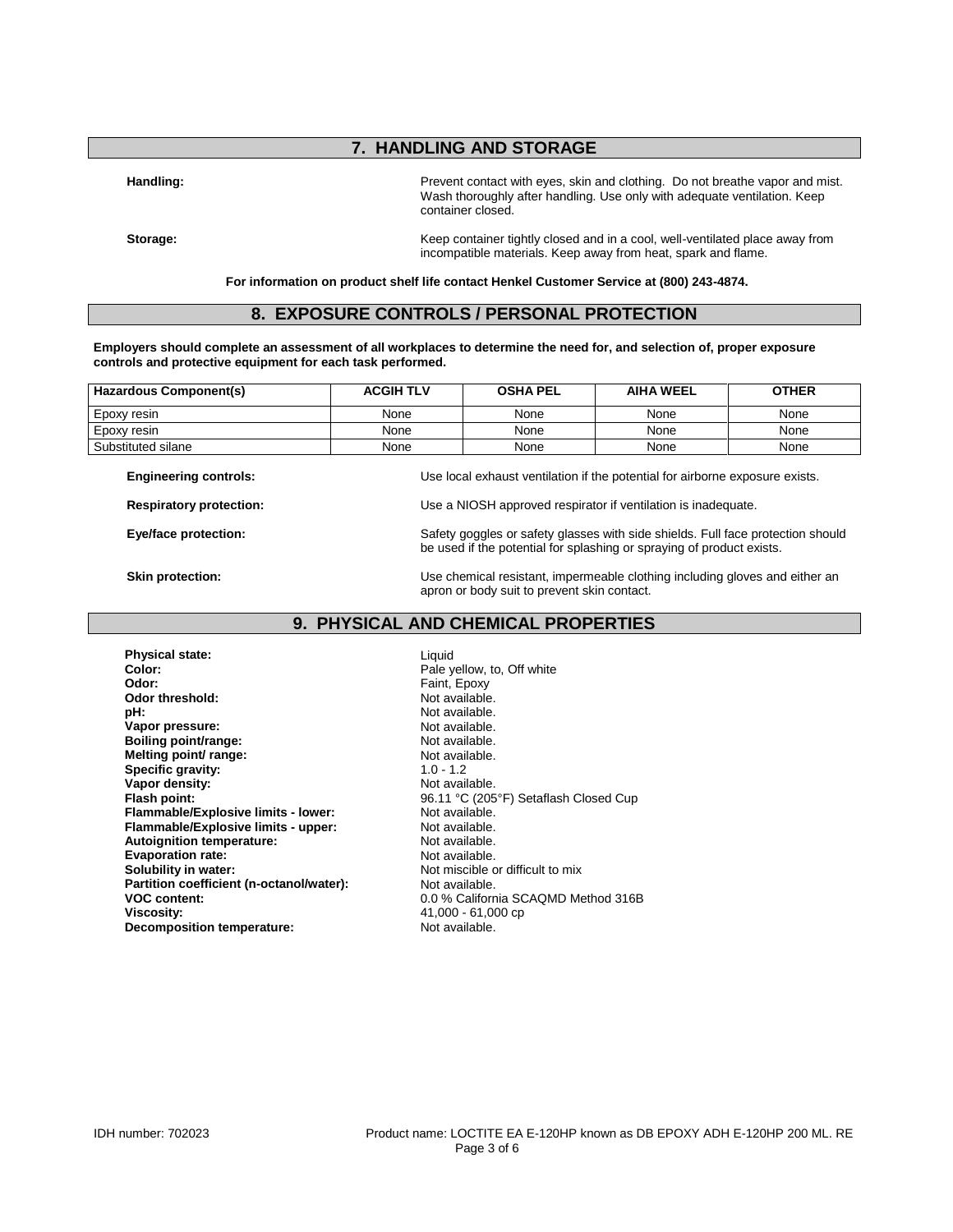## 7. HANDLING AND STORAGE

**Handling:** Prevent contact with eyes, skin and clothing. Do not breathe vapor and mist. Wash thoroughly after handling. Use only with adequate ventilation. Keep container closed.

**Storage:** Keep container tightly closed and in a cool, well-ventilated place away from incompatible materials. Keep away from heat, spark and flame.

**For information on product shelf life contact Henkel Customer Service at (800) 243-4874.**

## 8. EXPOSURE CONTROLS / PERSONAL PROTECTION

**Employers should complete an assessment of all workplaces to determine the need for, and selection of, proper exposure controls and protective equipment for each task performed.**

| Hazardous Component(s) | ACGIH TLV | OSHA PEL | AIHA WEEL | OTHER |
|---|---|---|---|---|
| Epoxy resin | None | None | None | None |
| Epoxy resin | None | None | None | None |
| Substituted silane | None | None | None | None |

**Engineering controls:** Use local exhaust ventilation if the potential for airborne exposure exists.

**Respiratory protection:** Use a NIOSH approved respirator if ventilation is inadequate.

**Eye/face protection:** Safety goggles or safety glasses with side shields. Full face protection should be used if the potential for splashing or spraying of product exists.

**Skin protection:** Use chemical resistant, impermeable clothing including gloves and either an apron or body suit to prevent skin contact.

## 9. PHYSICAL AND CHEMICAL PROPERTIES

**Physical state:** Liquid
**Color:** Pale yellow, to, Off white
**Odor:** Faint, Epoxy
**Odor threshold:** Not available.
**pH:** Not available.
**Vapor pressure:** Not available.
**Boiling point/range:** Not available.
**Melting point/ range:** Not available.
**Specific gravity:** 1.0 - 1.2
**Vapor density:** Not available.
**Flash point:** 96.11 °C (205°F) Setaflash Closed Cup
**Flammable/Explosive limits - lower:** Not available.
**Flammable/Explosive limits - upper:** Not available.
**Autoignition temperature:** Not available.
**Evaporation rate:** Not available.
**Solubility in water:** Not miscible or difficult to mix
**Partition coefficient (n-octanol/water):** Not available.
**VOC content:** 0.0 % California SCAQMD Method 316B
**Viscosity:** 41,000 - 61,000 cp
**Decomposition temperature:** Not available.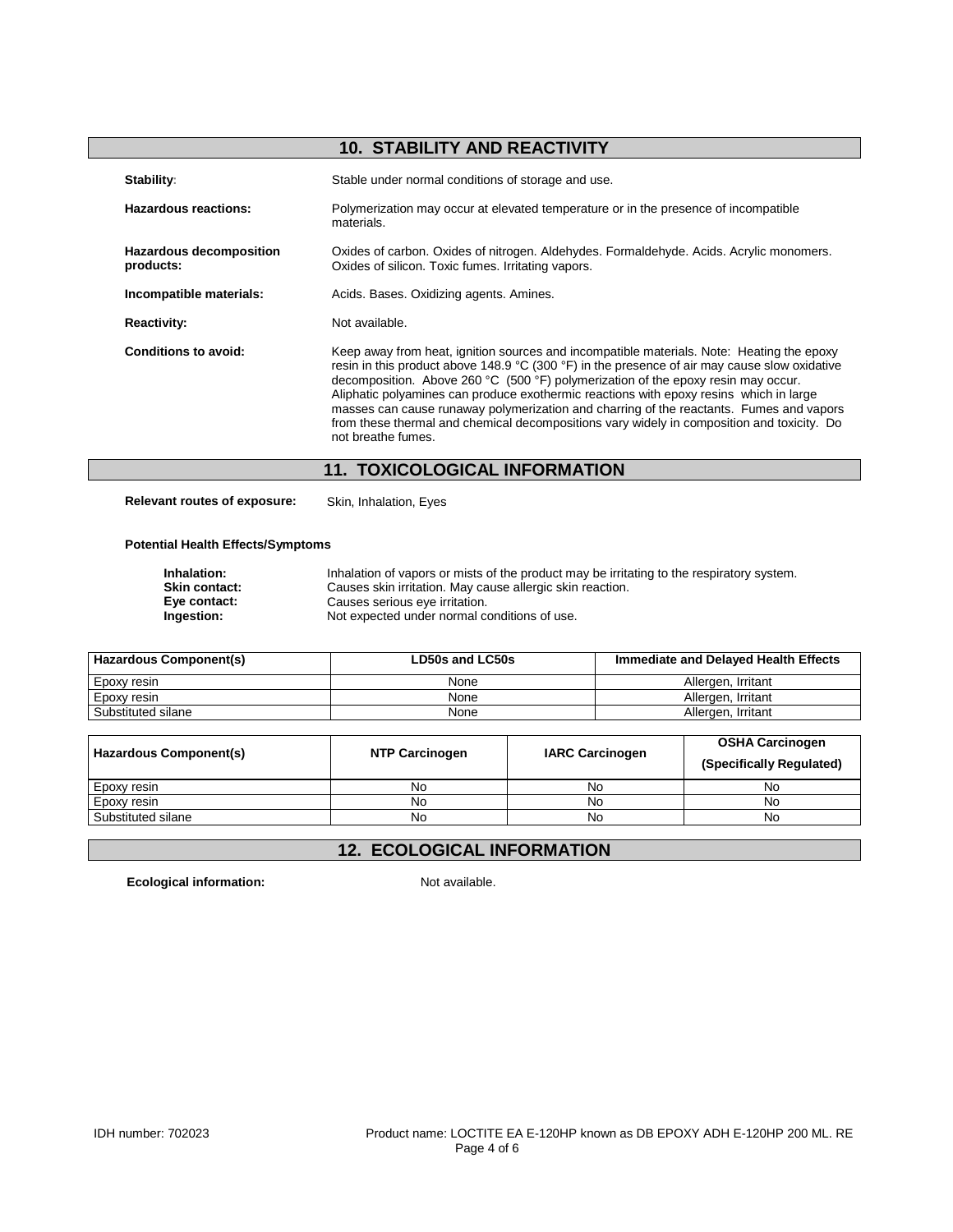## 10. STABILITY AND REACTIVITY

**Stability:** Stable under normal conditions of storage and use.

**Hazardous reactions:** Polymerization may occur at elevated temperature or in the presence of incompatible materials.

**Hazardous decomposition products:** Oxides of carbon. Oxides of nitrogen. Aldehydes. Formaldehyde. Acids. Acrylic monomers. Oxides of silicon. Toxic fumes. Irritating vapors.

**Incompatible materials:** Acids. Bases. Oxidizing agents. Amines.

**Reactivity:** Not available.

**Conditions to avoid:** Keep away from heat, ignition sources and incompatible materials. Note: Heating the epoxy resin in this product above 148.9 °C (300 °F) in the presence of air may cause slow oxidative decomposition. Above 260 °C (500 °F) polymerization of the epoxy resin may occur. Aliphatic polyamines can produce exothermic reactions with epoxy resins which in large masses can cause runaway polymerization and charring of the reactants. Fumes and vapors from these thermal and chemical decompositions vary widely in composition and toxicity. Do not breathe fumes.

## 11. TOXICOLOGICAL INFORMATION

**Relevant routes of exposure:** Skin, Inhalation, Eyes

**Potential Health Effects/Symptoms**

**Inhalation:** Inhalation of vapors or mists of the product may be irritating to the respiratory system.
**Skin contact:** Causes skin irritation. May cause allergic skin reaction.
**Eye contact:** Causes serious eye irritation.
**Ingestion:** Not expected under normal conditions of use.

| Hazardous Component(s) | LD50s and LC50s | Immediate and Delayed Health Effects |
|---|---|---|
| Epoxy resin | None | Allergen, Irritant |
| Epoxy resin | None | Allergen, Irritant |
| Substituted silane | None | Allergen, Irritant |

| Hazardous Component(s) | NTP Carcinogen | IARC Carcinogen | OSHA Carcinogen (Specifically Regulated) |
|---|---|---|---|
| Epoxy resin | No | No | No |
| Epoxy resin | No | No | No |
| Substituted silane | No | No | No |

## 12. ECOLOGICAL INFORMATION

**Ecological information:** Not available.

IDH number: 702023 Product name: LOCTITE EA E-120HP known as DB EPOXY ADH E-120HP 200 ML. RE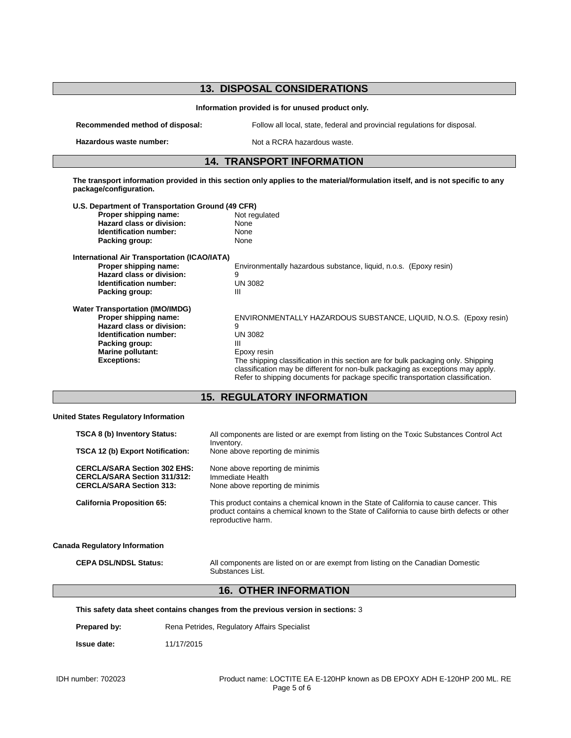## 13. DISPOSAL CONSIDERATIONS

**Information provided is for unused product only.**

**Recommended method of disposal:** Follow all local, state, federal and provincial regulations for disposal.

**Hazardous waste number:** Not a RCRA hazardous waste.

## 14. TRANSPORT INFORMATION

**The transport information provided in this section only applies to the material/formulation itself, and is not specific to any package/configuration.**

**U.S. Department of Transportation Ground (49 CFR)**

| | |
|---|---|
| **Proper shipping name:** | Not regulated |
| **Hazard class or division:** | None |
| **Identification number:** | None |
| **Packing group:** | None |

**International Air Transportation (ICAO/IATA)**

| | |
|---|---|
| **Proper shipping name:** | Environmentally hazardous substance, liquid, n.o.s. (Epoxy resin) |
| **Hazard class or division:** | 9 |
| **Identification number:** | UN 3082 |
| **Packing group:** | III |

**Water Transportation (IMO/IMDG)**

| | |
|---|---|
| **Proper shipping name:** | ENVIRONMENTALLY HAZARDOUS SUBSTANCE, LIQUID, N.O.S. (Epoxy resin) |
| **Hazard class or division:** | 9 |
| **Identification number:** | UN 3082 |
| **Packing group:** | III |
| **Marine pollutant:** | Epoxy resin |
| **Exceptions:** | The shipping classification in this section are for bulk packaging only. Shipping classification may be different for non-bulk packaging as exceptions may apply. Refer to shipping documents for package specific transportation classification. |

## 15. REGULATORY INFORMATION

**United States Regulatory Information**

| | |
|---|---|
| **TSCA 8 (b) Inventory Status:** | All components are listed or are exempt from listing on the Toxic Substances Control Act Inventory. |
| **TSCA 12 (b) Export Notification:** | None above reporting de minimis |
| **CERCLA/SARA Section 302 EHS:** | None above reporting de minimis |
| **CERCLA/SARA Section 311/312:** | Immediate Health |
| **CERCLA/SARA Section 313:** | None above reporting de minimis |
| **California Proposition 65:** | This product contains a chemical known in the State of California to cause cancer. This product contains a chemical known to the State of California to cause birth defects or other reproductive harm. |

**Canada Regulatory Information**

| | |
|---|---|
| **CEPA DSL/NDSL Status:** | All components are listed on or are exempt from listing on the Canadian Domestic Substances List. |

## 16. OTHER INFORMATION

**This safety data sheet contains changes from the previous version in sections:** 3

**Prepared by:** Rena Petrides, Regulatory Affairs Specialist

**Issue date:** 11/17/2015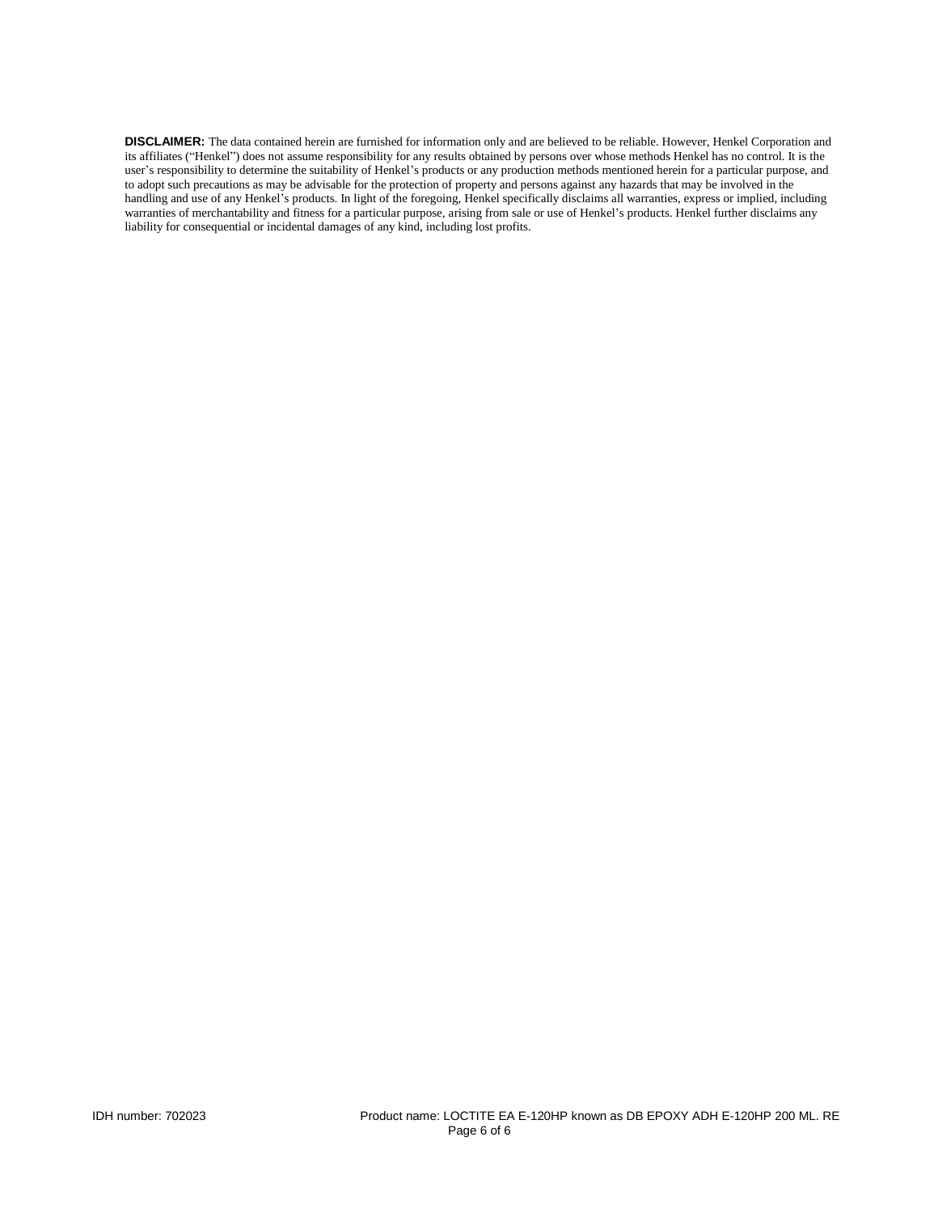**DISCLAIMER:** The data contained herein are furnished for information only and are believed to be reliable. However, Henkel Corporation and its affiliates ("Henkel") does not assume responsibility for any results obtained by persons over whose methods Henkel has no control. It is the user's responsibility to determine the suitability of Henkel's products or any production methods mentioned herein for a particular purpose, and to adopt such precautions as may be advisable for the protection of property and persons against any hazards that may be involved in the handling and use of any Henkel's products. In light of the foregoing, Henkel specifically disclaims all warranties, express or implied, including warranties of merchantability and fitness for a particular purpose, arising from sale or use of Henkel's products. Henkel further disclaims any liability for consequential or incidental damages of any kind, including lost profits.